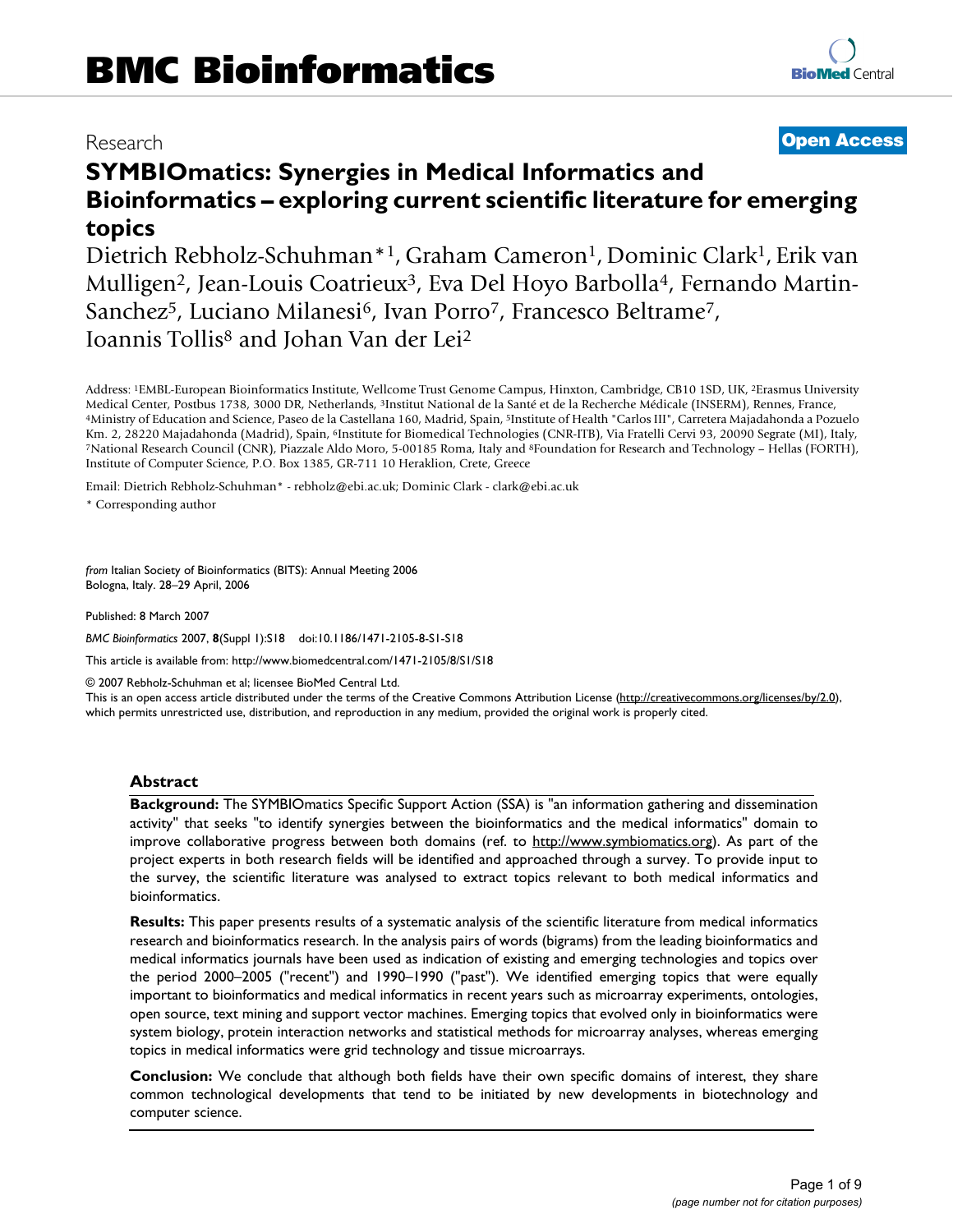# BMC Bioinformatics

Research

**Open Access**

# SYMBIOmatics: Synergies in Medical Informatics and Bioinformatics – exploring current scientific literature for emerging topics

Dietrich Rebholz-Schuhman*[1], Graham Cameron[1], Dominic Clark[1], Erik van Mulligen[2], Jean-Louis Coatrieux[3], Eva Del Hoyo Barbolla[4], Fernando Martin-Sanchez[5], Luciano Milanesi[6], Ivan Porro[7], Francesco Beltrame[7], Ioannis Tollis[8] and Johan Van der Lei[2]

Address: [1]EMBL-European Bioinformatics Institute, Wellcome Trust Genome Campus, Hinxton, Cambridge, CB10 1SD, UK, [2]Erasmus University Medical Center, Postbus 1738, 3000 DR, Netherlands, [3]Institut National de la Santé et de la Recherche Médicale (INSERM), Rennes, France, [4]Ministry of Education and Science, Paseo de la Castellana 160, Madrid, Spain, [5]Institute of Health "Carlos III", Carretera Majadahonda a Pozuelo Km. 2, 28220 Majadahonda (Madrid), Spain, [6]Institute for Biomedical Technologies (CNR-ITB), Via Fratelli Cervi 93, 20090 Segrate (MI), Italy, [7]National Research Council (CNR), Piazzale Aldo Moro, 5-00185 Roma, Italy and [8]Foundation for Research and Technology – Hellas (FORTH), Institute of Computer Science, P.O. Box 1385, GR-711 10 Heraklion, Crete, Greece

Email: Dietrich Rebholz-Schuhman* - rebholz@ebi.ac.uk; Dominic Clark - clark@ebi.ac.uk

* Corresponding author

*from* Italian Society of Bioinformatics (BITS): Annual Meeting 2006
Bologna, Italy. 28–29 April, 2006

Published: 8 March 2007

*BMC Bioinformatics* 2007, **8**(Suppl 1):S18 doi:10.1186/1471-2105-8-S1-S18

This article is available from: http://www.biomedcentral.com/1471-2105/8/S1/S18

© 2007 Rebholz-Schuhman et al; licensee BioMed Central Ltd.
This is an open access article distributed under the terms of the Creative Commons Attribution License (http://creativecommons.org/licenses/by/2.0), which permits unrestricted use, distribution, and reproduction in any medium, provided the original work is properly cited.

## Abstract

**Background:** The SYMBIOmatics Specific Support Action (SSA) is "an information gathering and dissemination activity" that seeks "to identify synergies between the bioinformatics and the medical informatics" domain to improve collaborative progress between both domains (ref. to http://www.symbiomatics.org). As part of the project experts in both research fields will be identified and approached through a survey. To provide input to the survey, the scientific literature was analysed to extract topics relevant to both medical informatics and bioinformatics.

**Results:** This paper presents results of a systematic analysis of the scientific literature from medical informatics research and bioinformatics research. In the analysis pairs of words (bigrams) from the leading bioinformatics and medical informatics journals have been used as indication of existing and emerging technologies and topics over the period 2000–2005 ("recent") and 1990–1990 ("past"). We identified emerging topics that were equally important to bioinformatics and medical informatics in recent years such as microarray experiments, ontologies, open source, text mining and support vector machines. Emerging topics that evolved only in bioinformatics were system biology, protein interaction networks and statistical methods for microarray analyses, whereas emerging topics in medical informatics were grid technology and tissue microarrays.

**Conclusion:** We conclude that although both fields have their own specific domains of interest, they share common technological developments that tend to be initiated by new developments in biotechnology and computer science.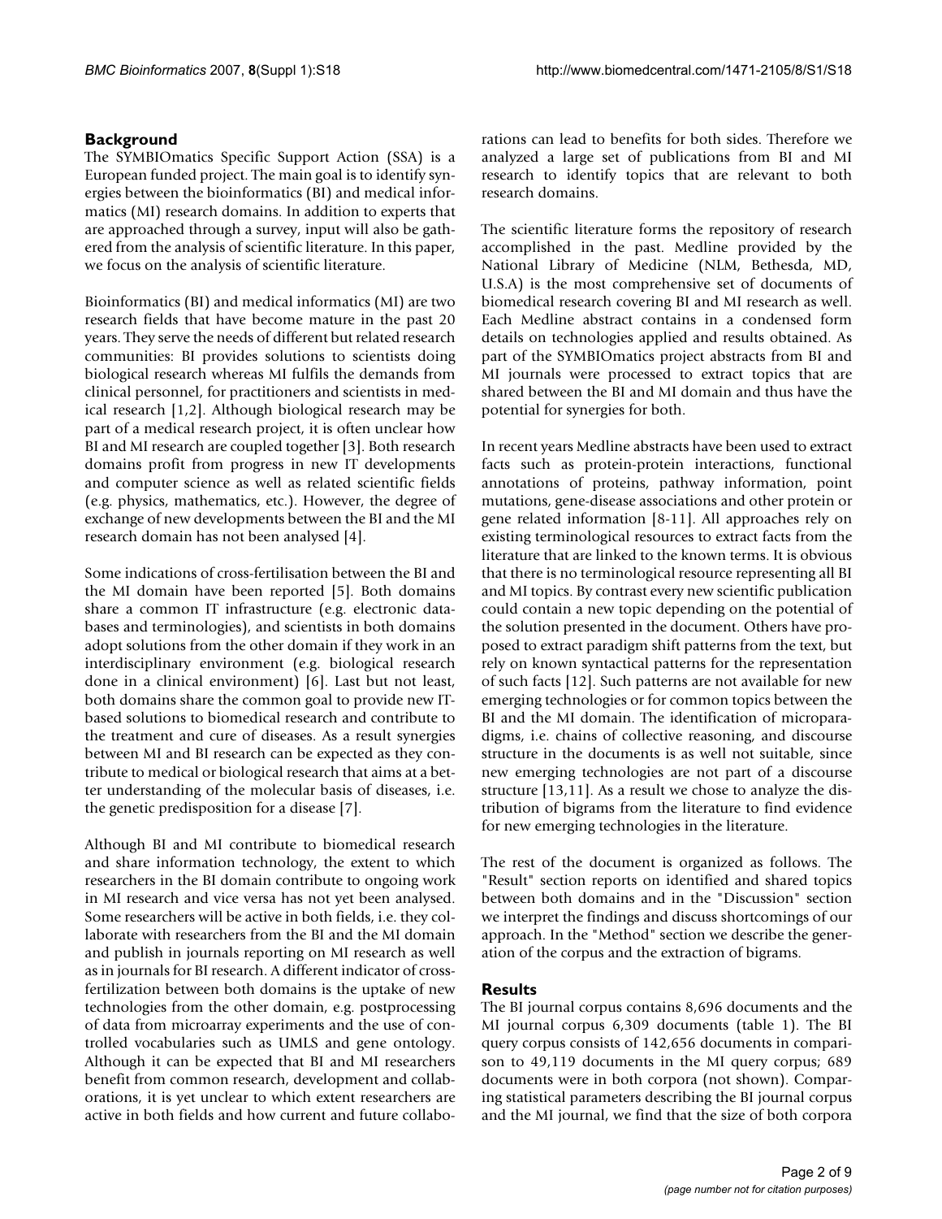## Background

The SYMBIOmatics Specific Support Action (SSA) is a European funded project. The main goal is to identify synergies between the bioinformatics (BI) and medical informatics (MI) research domains. In addition to experts that are approached through a survey, input will also be gathered from the analysis of scientific literature. In this paper, we focus on the analysis of scientific literature.

Bioinformatics (BI) and medical informatics (MI) are two research fields that have become mature in the past 20 years. They serve the needs of different but related research communities: BI provides solutions to scientists doing biological research whereas MI fulfils the demands from clinical personnel, for practitioners and scientists in medical research [1,2]. Although biological research may be part of a medical research project, it is often unclear how BI and MI research are coupled together [3]. Both research domains profit from progress in new IT developments and computer science as well as related scientific fields (e.g. physics, mathematics, etc.). However, the degree of exchange of new developments between the BI and the MI research domain has not been analysed [4].

Some indications of cross-fertilisation between the BI and the MI domain have been reported [5]. Both domains share a common IT infrastructure (e.g. electronic databases and terminologies), and scientists in both domains adopt solutions from the other domain if they work in an interdisciplinary environment (e.g. biological research done in a clinical environment) [6]. Last but not least, both domains share the common goal to provide new IT-based solutions to biomedical research and contribute to the treatment and cure of diseases. As a result synergies between MI and BI research can be expected as they contribute to medical or biological research that aims at a better understanding of the molecular basis of diseases, i.e. the genetic predisposition for a disease [7].

Although BI and MI contribute to biomedical research and share information technology, the extent to which researchers in the BI domain contribute to ongoing work in MI research and vice versa has not yet been analysed. Some researchers will be active in both fields, i.e. they collaborate with researchers from the BI and the MI domain and publish in journals reporting on MI research as well as in journals for BI research. A different indicator of cross-fertilization between both domains is the uptake of new technologies from the other domain, e.g. postprocessing of data from microarray experiments and the use of controlled vocabularies such as UMLS and gene ontology. Although it can be expected that BI and MI researchers benefit from common research, development and collaborations, it is yet unclear to which extent researchers are active in both fields and how current and future collaborations can lead to benefits for both sides. Therefore we analyzed a large set of publications from BI and MI research to identify topics that are relevant to both research domains.

The scientific literature forms the repository of research accomplished in the past. Medline provided by the National Library of Medicine (NLM, Bethesda, MD, U.S.A) is the most comprehensive set of documents of biomedical research covering BI and MI research as well. Each Medline abstract contains in a condensed form details on technologies applied and results obtained. As part of the SYMBIOmatics project abstracts from BI and MI journals were processed to extract topics that are shared between the BI and MI domain and thus have the potential for synergies for both.

In recent years Medline abstracts have been used to extract facts such as protein-protein interactions, functional annotations of proteins, pathway information, point mutations, gene-disease associations and other protein or gene related information [8-11]. All approaches rely on existing terminological resources to extract facts from the literature that are linked to the known terms. It is obvious that there is no terminological resource representing all BI and MI topics. By contrast every new scientific publication could contain a new topic depending on the potential of the solution presented in the document. Others have proposed to extract paradigm shift patterns from the text, but rely on known syntactical patterns for the representation of such facts [12]. Such patterns are not available for new emerging technologies or for common topics between the BI and the MI domain. The identification of microparadigms, i.e. chains of collective reasoning, and discourse structure in the documents is as well not suitable, since new emerging technologies are not part of a discourse structure [13,11]. As a result we chose to analyze the distribution of bigrams from the literature to find evidence for new emerging technologies in the literature.

The rest of the document is organized as follows. The "Result" section reports on identified and shared topics between both domains and in the "Discussion" section we interpret the findings and discuss shortcomings of our approach. In the "Method" section we describe the generation of the corpus and the extraction of bigrams.

## Results

The BI journal corpus contains 8,696 documents and the MI journal corpus 6,309 documents (table 1). The BI query corpus consists of 142,656 documents in comparison to 49,119 documents in the MI query corpus; 689 documents were in both corpora (not shown). Comparing statistical parameters describing the BI journal corpus and the MI journal, we find that the size of both corpora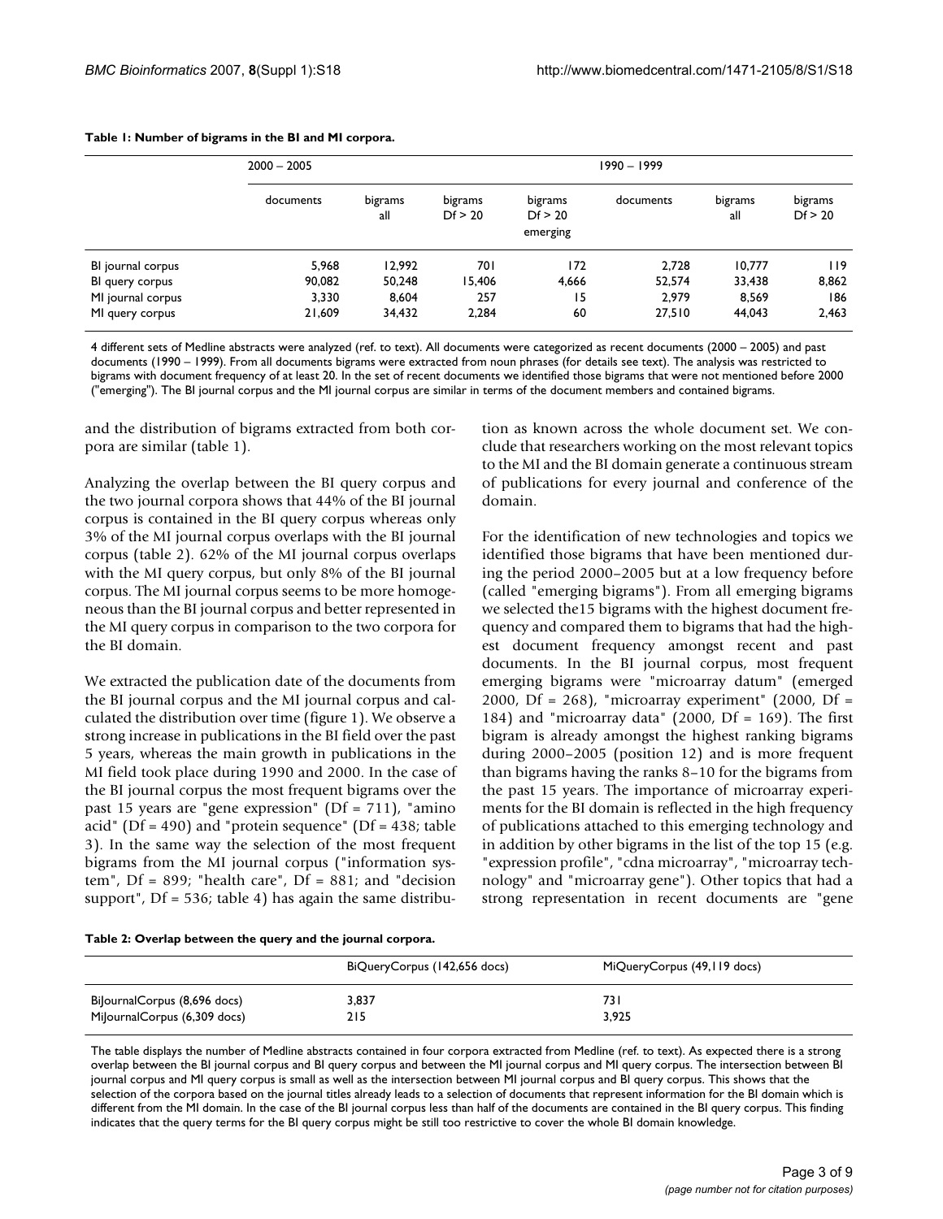**Table 1: Number of bigrams in the BI and MI corpora.**

| | 2000 – 2005 | | | | 1990 – 1999 | | |
|---|---|---|---|---|---|---|---|
| | documents | bigrams all | bigrams Df > 20 | bigrams Df > 20 emerging | documents | bigrams all | bigrams Df > 20 |
| BI journal corpus | 5,968 | 12,992 | 701 | 172 | 2,728 | 10,777 | 119 |
| BI query corpus | 90,082 | 50,248 | 15,406 | 4,666 | 52,574 | 33,438 | 8,862 |
| MI journal corpus | 3,330 | 8,604 | 257 | 15 | 2,979 | 8,569 | 186 |
| MI query corpus | 21,609 | 34,432 | 2,284 | 60 | 27,510 | 44,043 | 2,463 |

4 different sets of Medline abstracts were analyzed (ref. to text). All documents were categorized as recent documents (2000 – 2005) and past documents (1990 – 1999). From all documents bigrams were extracted from noun phrases (for details see text). The analysis was restricted to bigrams with document frequency of at least 20. In the set of recent documents we identified those bigrams that were not mentioned before 2000 ("emerging"). The BI journal corpus and the MI journal corpus are similar in terms of the document members and contained bigrams.

and the distribution of bigrams extracted from both corpora are similar (table 1).

Analyzing the overlap between the BI query corpus and the two journal corpora shows that 44% of the BI journal corpus is contained in the BI query corpus whereas only 3% of the MI journal corpus overlaps with the BI journal corpus (table 2). 62% of the MI journal corpus overlaps with the MI query corpus, but only 8% of the BI journal corpus. The MI journal corpus seems to be more homogeneous than the BI journal corpus and better represented in the MI query corpus in comparison to the two corpora for the BI domain.

We extracted the publication date of the documents from the BI journal corpus and the MI journal corpus and calculated the distribution over time (figure 1). We observe a strong increase in publications in the BI field over the past 5 years, whereas the main growth in publications in the MI field took place during 1990 and 2000. In the case of the BI journal corpus the most frequent bigrams over the past 15 years are "gene expression" (Df = 711), "amino acid" (Df = 490) and "protein sequence" (Df = 438; table 3). In the same way the selection of the most frequent bigrams from the MI journal corpus ("information system", Df = 899; "health care", Df = 881; and "decision support", Df = 536; table 4) has again the same distribution as known across the whole document set. We conclude that researchers working on the most relevant topics to the MI and the BI domain generate a continuous stream of publications for every journal and conference of the domain.

For the identification of new technologies and topics we identified those bigrams that have been mentioned during the period 2000–2005 but at a low frequency before (called "emerging bigrams"). From all emerging bigrams we selected the15 bigrams with the highest document frequency and compared them to bigrams that had the highest document frequency amongst recent and past documents. In the BI journal corpus, most frequent emerging bigrams were "microarray datum" (emerged 2000, Df = 268), "microarray experiment" (2000, Df = 184) and "microarray data" (2000, Df = 169). The first bigram is already amongst the highest ranking bigrams during 2000–2005 (position 12) and is more frequent than bigrams having the ranks 8–10 for the bigrams from the past 15 years. The importance of microarray experiments for the BI domain is reflected in the high frequency of publications attached to this emerging technology and in addition by other bigrams in the list of the top 15 (e.g. "expression profile", "cdna microarray", "microarray technology" and "microarray gene"). Other topics that had a strong representation in recent documents are "gene

**Table 2: Overlap between the query and the journal corpora.**

| | BiQueryCorpus (142,656 docs) | MiQueryCorpus (49,119 docs) |
|---|---|---|
| BiJournalCorpus (8,696 docs) | 3,837 | 731 |
| MiJournalCorpus (6,309 docs) | 215 | 3,925 |

The table displays the number of Medline abstracts contained in four corpora extracted from Medline (ref. to text). As expected there is a strong overlap between the BI journal corpus and BI query corpus and between the MI journal corpus and MI query corpus. The intersection between BI journal corpus and MI query corpus is small as well as the intersection between MI journal corpus and BI query corpus. This shows that the selection of the corpora based on the journal titles already leads to a selection of documents that represent information for the BI domain which is different from the MI domain. In the case of the BI journal corpus less than half of the documents are contained in the BI query corpus. This finding indicates that the query terms for the BI query corpus might be still too restrictive to cover the whole BI domain knowledge.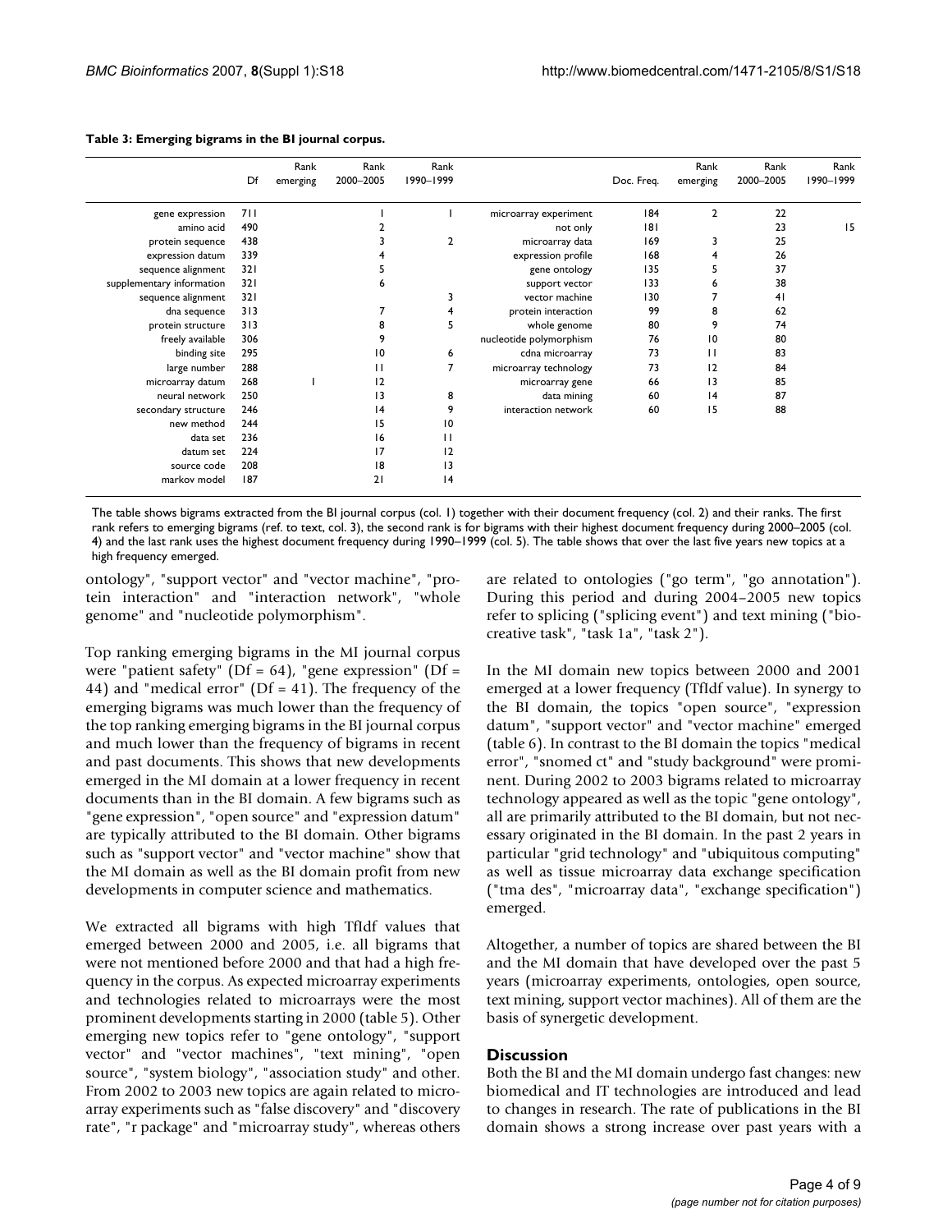**Table 3: Emerging bigrams in the BI journal corpus.**

| | Df | Rank emerging | Rank 2000–2005 | Rank 1990–1999 | | Doc. Freq. | Rank emerging | Rank 2000–2005 | Rank 1990–1999 |
|---|---|---|---|---|---|---|---|---|---|
| gene expression | 711 | | 1 | 1 | microarray experiment | 184 | 2 | 22 | |
| amino acid | 490 | | 2 | | not only | 181 | | 23 | 15 |
| protein sequence | 438 | | 3 | 2 | microarray data | 169 | 3 | 25 | |
| expression datum | 339 | | 4 | | expression profile | 168 | 4 | 26 | |
| sequence alignment | 321 | | 5 | | gene ontology | 135 | 5 | 37 | |
| supplementary information | 321 | | 6 | | support vector | 133 | 6 | 38 | |
| sequence alignment | 321 | | | 3 | vector machine | 130 | 7 | 41 | |
| dna sequence | 313 | | 7 | 4 | protein interaction | 99 | 8 | 62 | |
| protein structure | 313 | | 8 | 5 | whole genome | 80 | 9 | 74 | |
| freely available | 306 | | 9 | | nucleotide polymorphism | 76 | 10 | 80 | |
| binding site | 295 | | 10 | 6 | cdna microarray | 73 | 11 | 83 | |
| large number | 288 | | 11 | 7 | microarray technology | 73 | 12 | 84 | |
| microarray datum | 268 | 1 | 12 | | microarray gene | 66 | 13 | 85 | |
| neural network | 250 | | 13 | 8 | data mining | 60 | 14 | 87 | |
| secondary structure | 246 | | 14 | 9 | interaction network | 60 | 15 | 88 | |
| new method | 244 | | 15 | 10 | | | | | |
| data set | 236 | | 16 | 11 | | | | | |
| datum set | 224 | | 17 | 12 | | | | | |
| source code | 208 | | 18 | 13 | | | | | |
| markov model | 187 | | 21 | 14 | | | | | |

The table shows bigrams extracted from the BI journal corpus (col. 1) together with their document frequency (col. 2) and their ranks. The first rank refers to emerging bigrams (ref. to text, col. 3), the second rank is for bigrams with their highest document frequency during 2000–2005 (col. 4) and the last rank uses the highest document frequency during 1990–1999 (col. 5). The table shows that over the last five years new topics at a high frequency emerged.

ontology", "support vector" and "vector machine", "protein interaction" and "interaction network", "whole genome" and "nucleotide polymorphism".

Top ranking emerging bigrams in the MI journal corpus were "patient safety" (Df = 64), "gene expression" (Df = 44) and "medical error" (Df = 41). The frequency of the emerging bigrams was much lower than the frequency of the top ranking emerging bigrams in the BI journal corpus and much lower than the frequency of bigrams in recent and past documents. This shows that new developments emerged in the MI domain at a lower frequency in recent documents than in the BI domain. A few bigrams such as "gene expression", "open source" and "expression datum" are typically attributed to the BI domain. Other bigrams such as "support vector" and "vector machine" show that the MI domain as well as the BI domain profit from new developments in computer science and mathematics.

We extracted all bigrams with high TfIdf values that emerged between 2000 and 2005, i.e. all bigrams that were not mentioned before 2000 and that had a high frequency in the corpus. As expected microarray experiments and technologies related to microarrays were the most prominent developments starting in 2000 (table 5). Other emerging new topics refer to "gene ontology", "support vector" and "vector machines", "text mining", "open source", "system biology", "association study" and other. From 2002 to 2003 new topics are again related to microarray experiments such as "false discovery" and "discovery rate", "r package" and "microarray study", whereas others are related to ontologies ("go term", "go annotation"). During this period and during 2004–2005 new topics refer to splicing ("splicing event") and text mining ("biocreative task", "task 1a", "task 2").

In the MI domain new topics between 2000 and 2001 emerged at a lower frequency (TfIdf value). In synergy to the BI domain, the topics "open source", "expression datum", "support vector" and "vector machine" emerged (table 6). In contrast to the BI domain the topics "medical error", "snomed ct" and "study background" were prominent. During 2002 to 2003 bigrams related to microarray technology appeared as well as the topic "gene ontology", all are primarily attributed to the BI domain, but not necessary originated in the BI domain. In the past 2 years in particular "grid technology" and "ubiquitous computing" as well as tissue microarray data exchange specification ("tma des", "microarray data", "exchange specification") emerged.

Altogether, a number of topics are shared between the BI and the MI domain that have developed over the past 5 years (microarray experiments, ontologies, open source, text mining, support vector machines). All of them are the basis of synergetic development.

## Discussion

Both the BI and the MI domain undergo fast changes: new biomedical and IT technologies are introduced and lead to changes in research. The rate of publications in the BI domain shows a strong increase over past years with a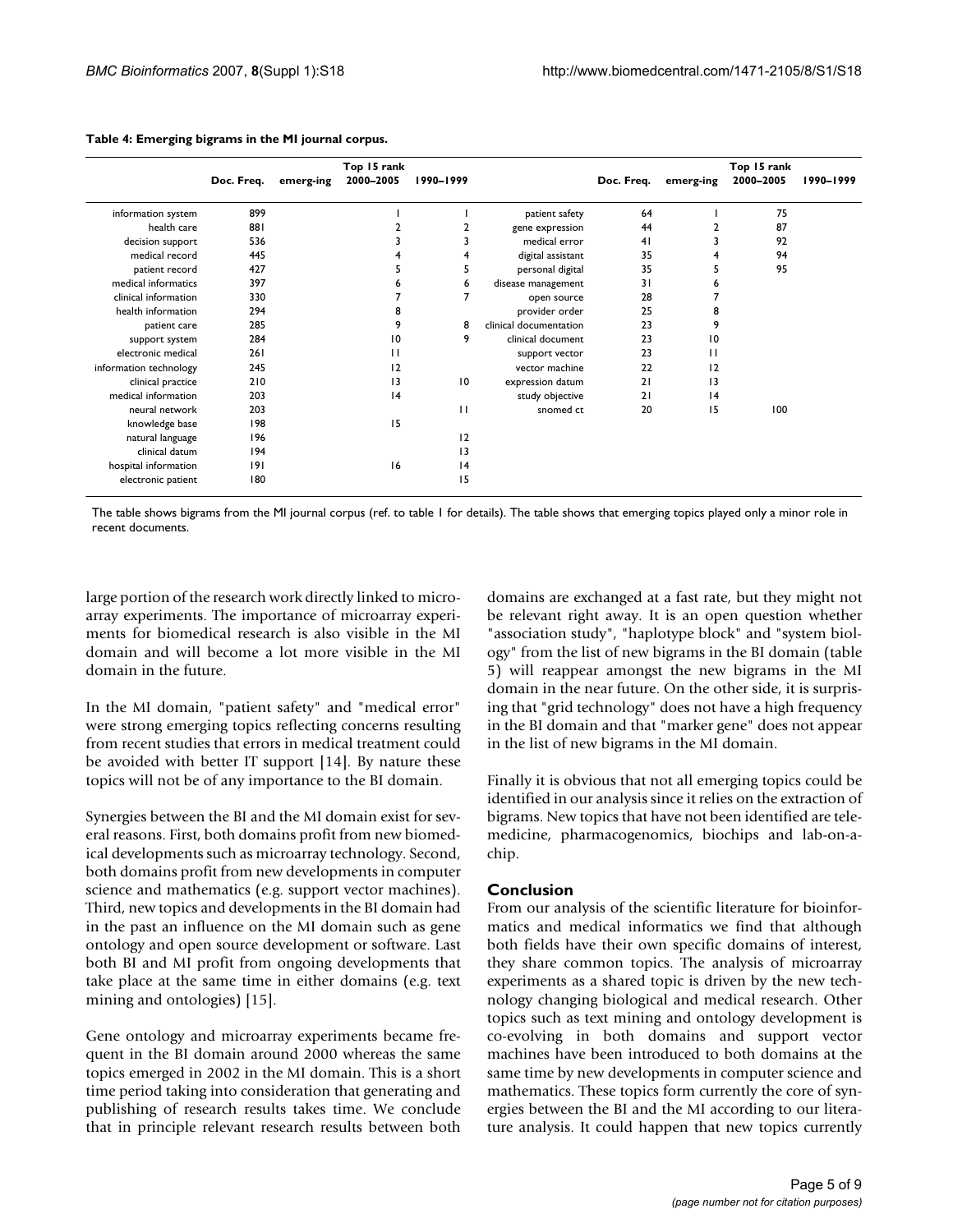**Table 4: Emerging bigrams in the MI journal corpus.**

| | Doc. Freq. | emerg-ing | Top 15 rank 2000–2005 | Top 15 rank 1990–1999 | | Doc. Freq. | emerg-ing | Top 15 rank 2000–2005 | Top 15 rank 1990–1999 |
|---|---|---|---|---|---|---|---|---|---|
| information system | 899 | | 1 | 1 | patient safety | 64 | 1 | 75 | |
| health care | 881 | | 2 | 2 | gene expression | 44 | 2 | 87 | |
| decision support | 536 | | 3 | 3 | medical error | 41 | 3 | 92 | |
| medical record | 445 | | 4 | 4 | digital assistant | 35 | 4 | 94 | |
| patient record | 427 | | 5 | 5 | personal digital | 35 | 5 | 95 | |
| medical informatics | 397 | | 6 | 6 | disease management | 31 | 6 | | |
| clinical information | 330 | | 7 | 7 | open source | 28 | 7 | | |
| health information | 294 | | 8 | | provider order | 25 | 8 | | |
| patient care | 285 | | 9 | 8 | clinical documentation | 23 | 9 | | |
| support system | 284 | | 10 | 9 | clinical document | 23 | 10 | | |
| electronic medical | 261 | | 11 | | support vector | 23 | 11 | | |
| information technology | 245 | | 12 | | vector machine | 22 | 12 | | |
| clinical practice | 210 | | 13 | 10 | expression datum | 21 | 13 | | |
| medical information | 203 | | 14 | | study objective | 21 | 14 | | |
| neural network | 203 | | | 11 | snomed ct | 20 | 15 | 100 | |
| knowledge base | 198 | | 15 | | | | | | |
| natural language | 196 | | | 12 | | | | | |
| clinical datum | 194 | | | 13 | | | | | |
| hospital information | 191 | | 16 | 14 | | | | | |
| electronic patient | 180 | | | 15 | | | | | |

The table shows bigrams from the MI journal corpus (ref. to table 1 for details). The table shows that emerging topics played only a minor role in recent documents.

large portion of the research work directly linked to microarray experiments. The importance of microarray experiments for biomedical research is also visible in the MI domain and will become a lot more visible in the MI domain in the future.

In the MI domain, "patient safety" and "medical error" were strong emerging topics reflecting concerns resulting from recent studies that errors in medical treatment could be avoided with better IT support [14]. By nature these topics will not be of any importance to the BI domain.

Synergies between the BI and the MI domain exist for several reasons. First, both domains profit from new biomedical developments such as microarray technology. Second, both domains profit from new developments in computer science and mathematics (e.g. support vector machines). Third, new topics and developments in the BI domain had in the past an influence on the MI domain such as gene ontology and open source development or software. Last both BI and MI profit from ongoing developments that take place at the same time in either domains (e.g. text mining and ontologies) [15].

Gene ontology and microarray experiments became frequent in the BI domain around 2000 whereas the same topics emerged in 2002 in the MI domain. This is a short time period taking into consideration that generating and publishing of research results takes time. We conclude that in principle relevant research results between both domains are exchanged at a fast rate, but they might not be relevant right away. It is an open question whether "association study", "haplotype block" and "system biology" from the list of new bigrams in the BI domain (table 5) will reappear amongst the new bigrams in the MI domain in the near future. On the other side, it is surprising that "grid technology" does not have a high frequency in the BI domain and that "marker gene" does not appear in the list of new bigrams in the MI domain.

Finally it is obvious that not all emerging topics could be identified in our analysis since it relies on the extraction of bigrams. New topics that have not been identified are telemedicine, pharmacogenomics, biochips and lab-on-a-chip.

## Conclusion

From our analysis of the scientific literature for bioinformatics and medical informatics we find that although both fields have their own specific domains of interest, they share common topics. The analysis of microarray experiments as a shared topic is driven by the new technology changing biological and medical research. Other topics such as text mining and ontology development is co-evolving in both domains and support vector machines have been introduced to both domains at the same time by new developments in computer science and mathematics. These topics form currently the core of synergies between the BI and the MI according to our literature analysis. It could happen that new topics currently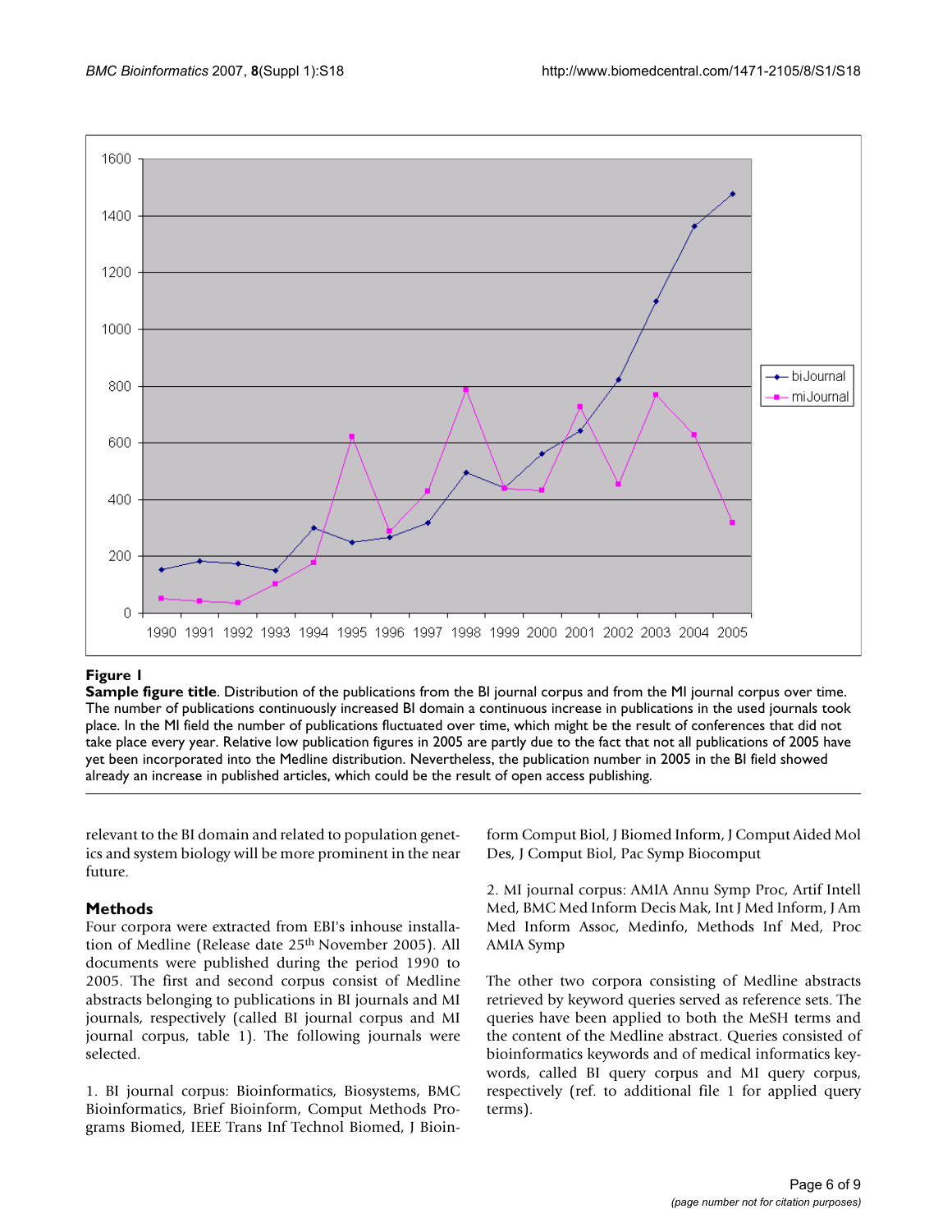**Figure 1**

**Sample figure title**. Distribution of the publications from the BI journal corpus and from the MI journal corpus over time. The number of publications continuously increased BI domain a continuous increase in publications in the used journals took place. In the MI field the number of publications fluctuated over time, which might be the result of conferences that did not take place every year. Relative low publication figures in 2005 are partly due to the fact that not all publications of 2005 have yet been incorporated into the Medline distribution. Nevertheless, the publication number in 2005 in the BI field showed already an increase in published articles, which could be the result of open access publishing.

relevant to the BI domain and related to population genetics and system biology will be more prominent in the near future.

## Methods

Four corpora were extracted from EBI's inhouse installation of Medline (Release date 25th November 2005). All documents were published during the period 1990 to 2005. The first and second corpus consist of Medline abstracts belonging to publications in BI journals and MI journals, respectively (called BI journal corpus and MI journal corpus, table 1). The following journals were selected.

1. BI journal corpus: Bioinformatics, Biosystems, BMC Bioinformatics, Brief Bioinform, Comput Methods Programs Biomed, IEEE Trans Inf Technol Biomed, J Bioinform Comput Biol, J Biomed Inform, J Comput Aided Mol Des, J Comput Biol, Pac Symp Biocomput

2. MI journal corpus: AMIA Annu Symp Proc, Artif Intell Med, BMC Med Inform Decis Mak, Int J Med Inform, J Am Med Inform Assoc, Medinfo, Methods Inf Med, Proc AMIA Symp

The other two corpora consisting of Medline abstracts retrieved by keyword queries served as reference sets. The queries have been applied to both the MeSH terms and the content of the Medline abstract. Queries consisted of bioinformatics keywords and of medical informatics keywords, called BI query corpus and MI query corpus, respectively (ref. to additional file 1 for applied query terms).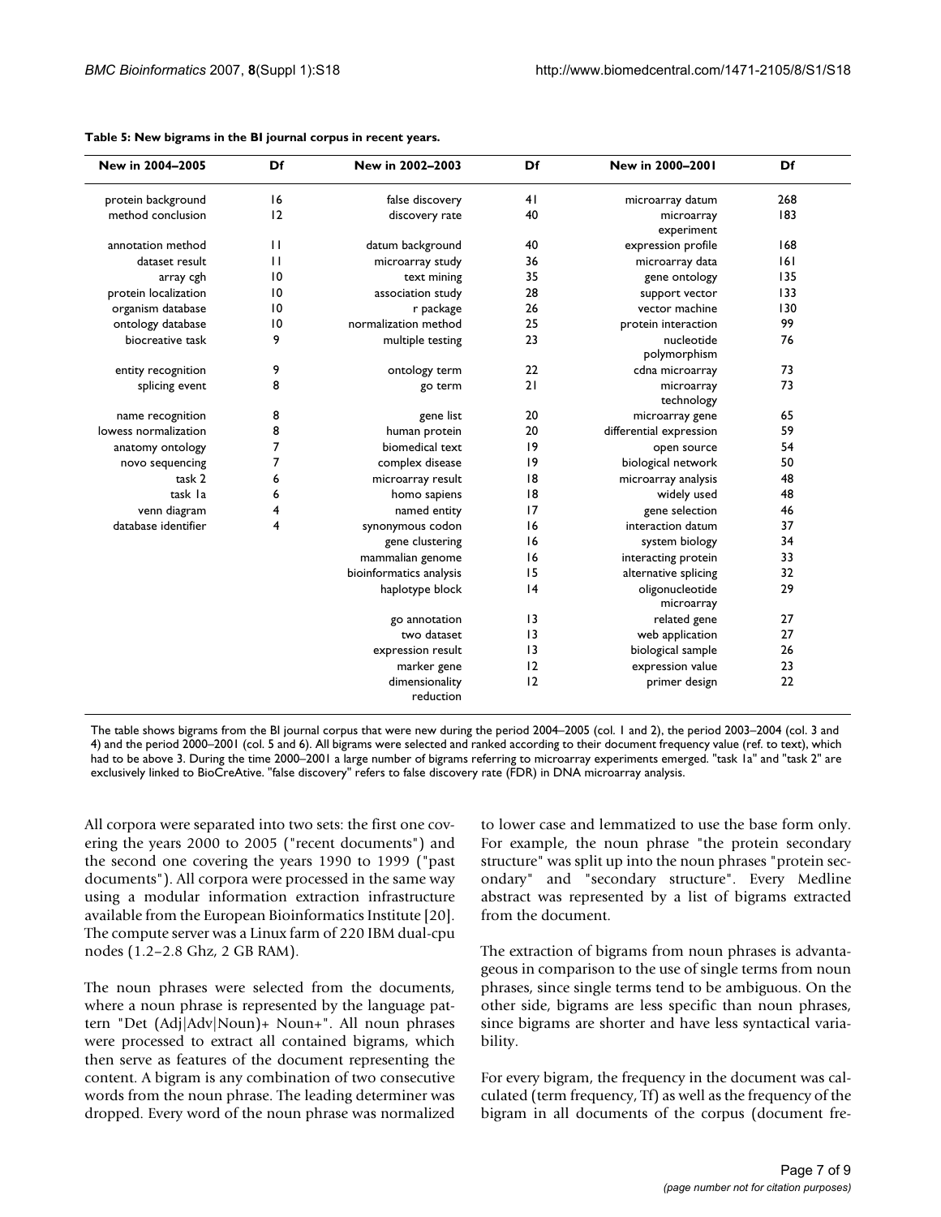**Table 5: New bigrams in the BI journal corpus in recent years.**

| New in 2004–2005 | Df | New in 2002–2003 | Df | New in 2000–2001 | Df |
|---|---|---|---|---|---|
| protein background | 16 | false discovery | 41 | microarray datum | 268 |
| method conclusion | 12 | discovery rate | 40 | microarray experiment | 183 |
| annotation method | 11 | datum background | 40 | expression profile | 168 |
| dataset result | 11 | microarray study | 36 | microarray data | 161 |
| array cgh | 10 | text mining | 35 | gene ontology | 135 |
| protein localization | 10 | association study | 28 | support vector | 133 |
| organism database | 10 | r package | 26 | vector machine | 130 |
| ontology database | 10 | normalization method | 25 | protein interaction | 99 |
| biocreative task | 9 | multiple testing | 23 | nucleotide polymorphism | 76 |
| entity recognition | 9 | ontology term | 22 | cdna microarray | 73 |
| splicing event | 8 | go term | 21 | microarray technology | 73 |
| name recognition | 8 | gene list | 20 | microarray gene | 65 |
| lowess normalization | 8 | human protein | 20 | differential expression | 59 |
| anatomy ontology | 7 | biomedical text | 19 | open source | 54 |
| novo sequencing | 7 | complex disease | 19 | biological network | 50 |
| task 2 | 6 | microarray result | 18 | microarray analysis | 48 |
| task 1a | 6 | homo sapiens | 18 | widely used | 48 |
| venn diagram | 4 | named entity | 17 | gene selection | 46 |
| database identifier | 4 | synonymous codon | 16 | interaction datum | 37 |
| | | gene clustering | 16 | system biology | 34 |
| | | mammalian genome | 16 | interacting protein | 33 |
| | | bioinformatics analysis | 15 | alternative splicing | 32 |
| | | haplotype block | 14 | oligonucleotide microarray | 29 |
| | | go annotation | 13 | related gene | 27 |
| | | two dataset | 13 | web application | 27 |
| | | expression result | 13 | biological sample | 26 |
| | | marker gene | 12 | expression value | 23 |
| | | dimensionality reduction | 12 | primer design | 22 |

The table shows bigrams from the BI journal corpus that were new during the period 2004–2005 (col. 1 and 2), the period 2003–2004 (col. 3 and 4) and the period 2000–2001 (col. 5 and 6). All bigrams were selected and ranked according to their document frequency value (ref. to text), which had to be above 3. During the time 2000–2001 a large number of bigrams referring to microarray experiments emerged. "task 1a" and "task 2" are exclusively linked to BioCreAtive. "false discovery" refers to false discovery rate (FDR) in DNA microarray analysis.

All corpora were separated into two sets: the first one covering the years 2000 to 2005 ("recent documents") and the second one covering the years 1990 to 1999 ("past documents"). All corpora were processed in the same way using a modular information extraction infrastructure available from the European Bioinformatics Institute [20]. The compute server was a Linux farm of 220 IBM dual-cpu nodes (1.2–2.8 Ghz, 2 GB RAM).

The noun phrases were selected from the documents, where a noun phrase is represented by the language pattern "Det (Adj|Adv|Noun)+ Noun+". All noun phrases were processed to extract all contained bigrams, which then serve as features of the document representing the content. A bigram is any combination of two consecutive words from the noun phrase. The leading determiner was dropped. Every word of the noun phrase was normalized to lower case and lemmatized to use the base form only. For example, the noun phrase "the protein secondary structure" was split up into the noun phrases "protein secondary" and "secondary structure". Every Medline abstract was represented by a list of bigrams extracted from the document.

The extraction of bigrams from noun phrases is advantageous in comparison to the use of single terms from noun phrases, since single terms tend to be ambiguous. On the other side, bigrams are less specific than noun phrases, since bigrams are shorter and have less syntactical variability.

For every bigram, the frequency in the document was calculated (term frequency, Tf) as well as the frequency of the bigram in all documents of the corpus (document fre-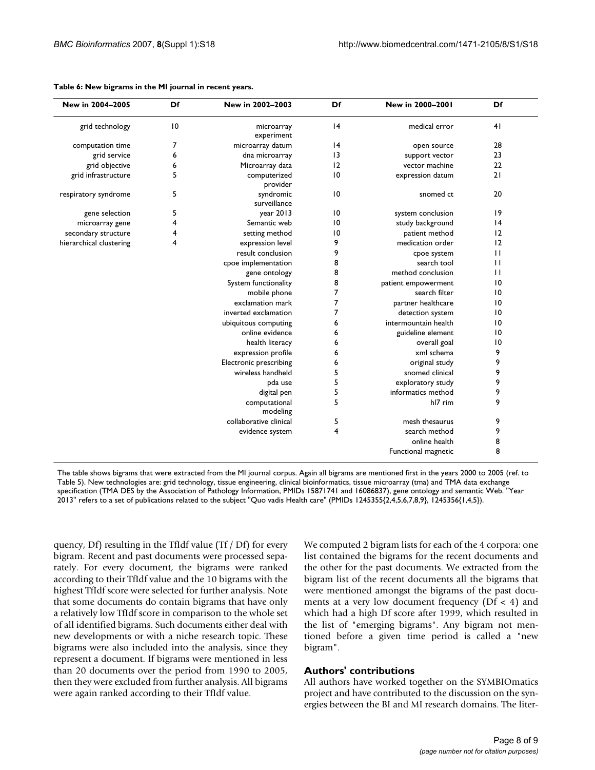**Table 6: New bigrams in the MI journal in recent years.**

| New in 2004–2005 | Df | New in 2002–2003 | Df | New in 2000–2001 | Df |
| --- | --- | --- | --- | --- | --- |
| grid technology | 10 | microarray experiment | 14 | medical error | 41 |
| computation time | 7 | microarray datum | 14 | open source | 28 |
| grid service | 6 | dna microarray | 13 | support vector | 23 |
| grid objective | 6 | Microarray data | 12 | vector machine | 22 |
| grid infrastructure | 5 | computerized provider | 10 | expression datum | 21 |
| respiratory syndrome | 5 | syndromic surveillance | 10 | snomed ct | 20 |
| gene selection | 5 | year 2013 | 10 | system conclusion | 19 |
| microarray gene | 4 | Semantic web | 10 | study background | 14 |
| secondary structure | 4 | setting method | 10 | patient method | 12 |
| hierarchical clustering | 4 | expression level | 9 | medication order | 12 |
| | | result conclusion | 9 | cpoe system | 11 |
| | | cpoe implementation | 8 | search tool | 11 |
| | | gene ontology | 8 | method conclusion | 11 |
| | | System functionality | 8 | patient empowerment | 10 |
| | | mobile phone | 7 | search filter | 10 |
| | | exclamation mark | 7 | partner healthcare | 10 |
| | | inverted exclamation | 7 | detection system | 10 |
| | | ubiquitous computing | 6 | intermountain health | 10 |
| | | online evidence | 6 | guideline element | 10 |
| | | health literacy | 6 | overall goal | 10 |
| | | expression profile | 6 | xml schema | 9 |
| | | Electronic prescribing | 6 | original study | 9 |
| | | wireless handheld | 5 | snomed clinical | 9 |
| | | pda use | 5 | exploratory study | 9 |
| | | digital pen | 5 | informatics method | 9 |
| | | computational modeling | 5 | hl7 rim | 9 |
| | | collaborative clinical | 5 | mesh thesaurus | 9 |
| | | evidence system | 4 | search method | 9 |
| | | | | online health | 8 |
| | | | | Functional magnetic | 8 |

The table shows bigrams that were extracted from the MI journal corpus. Again all bigrams are mentioned first in the years 2000 to 2005 (ref. to Table 5). New technologies are: grid technology, tissue engineering, clinical bioinformatics, tissue microarray (tma) and TMA data exchange specification (TMA DES by the Association of Pathology Information, PMIDs 15871741 and 16086837), gene ontology and semantic Web. "Year 2013" refers to a set of publications related to the subject "Quo vadis Health care" (PMIDs 1245355{2,4,5,6,7,8,9}, 1245356{1,4,5}).

quency, Df) resulting in the TfIdf value (Tf / Df) for every bigram. Recent and past documents were processed separately. For every document, the bigrams were ranked according to their TfIdf value and the 10 bigrams with the highest TfIdf score were selected for further analysis. Note that some documents do contain bigrams that have only a relatively low TfIdf score in comparison to the whole set of all identified bigrams. Such documents either deal with new developments or with a niche research topic. These bigrams were also included into the analysis, since they represent a document. If bigrams were mentioned in less than 20 documents over the period from 1990 to 2005, then they were excluded from further analysis. All bigrams were again ranked according to their TfIdf value.

We computed 2 bigram lists for each of the 4 corpora: one list contained the bigrams for the recent documents and the other for the past documents. We extracted from the bigram list of the recent documents all the bigrams that were mentioned amongst the bigrams of the past documents at a very low document frequency ($Df < 4$) and which had a high Df score after 1999, which resulted in the list of "emerging bigrams". Any bigram not mentioned before a given time period is called a "new bigram".

## Authors' contributions

All authors have worked together on the SYMBIOmatics project and have contributed to the discussion on the synergies between the BI and MI research domains. The liter-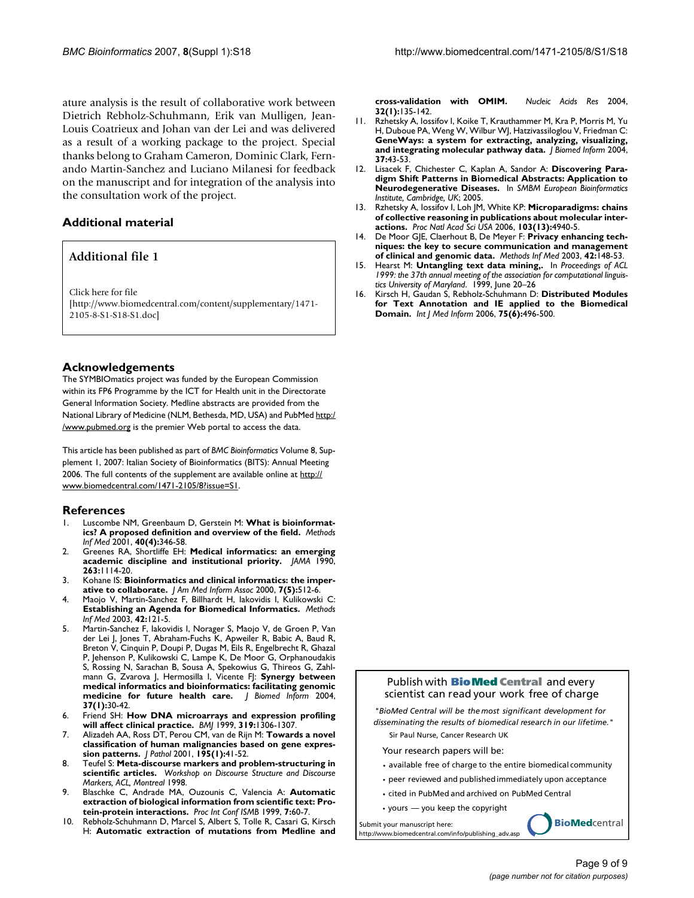ature analysis is the result of collaborative work between Dietrich Rebholz-Schuhmann, Erik van Mulligen, Jean-Louis Coatrieux and Johan van der Lei and was delivered as a result of a working package to the project. Special thanks belong to Graham Cameron, Dominic Clark, Fernando Martin-Sanchez and Luciano Milanesi for feedback on the manuscript and for integration of the analysis into the consultation work of the project.

## Additional material

### Additional file 1

Click here for file
[http://www.biomedcentral.com/content/supplementary/1471-2105-8-S1-S18-S1.doc]

## Acknowledgements

The SYMBIOmatics project was funded by the European Commission within its FP6 Programme by the ICT for Health unit in the Directorate General Information Society. Medline abstracts are provided from the National Library of Medicine (NLM, Bethesda, MD, USA) and PubMed http://www.pubmed.org is the premier Web portal to access the data.

This article has been published as part of *BMC Bioinformatics* Volume 8, Supplement 1, 2007: Italian Society of Bioinformatics (BITS): Annual Meeting 2006. The full contents of the supplement are available online at http://www.biomedcentral.com/1471-2105/8?issue=S1.

## References

1. Luscombe NM, Greenbaum D, Gerstein M: **What is bioinformatics? A proposed definition and overview of the field.** *Methods Inf Med* 2001, **40(4):**346-58.
2. Greenes RA, Shortliffe EH: **Medical informatics: an emerging academic discipline and institutional priority.** *JAMA* 1990, **263:**1114-20.
3. Kohane IS: **Bioinformatics and clinical informatics: the imperative to collaborate.** *J Am Med Inform Assoc* 2000, **7(5):**512-6.
4. Maojo V, Martin-Sanchez F, Billhardt H, Iakovidis I, Kulikowski C: **Establishing an Agenda for Biomedical Informatics.** *Methods Inf Med* 2003, **42:**121-5.
5. Martin-Sanchez F, Iakovidis I, Norager S, Maojo V, de Groen P, Van der Lei J, Jones T, Abraham-Fuchs K, Apweiler R, Babic A, Baud R, Breton V, Cinquin P, Doupi P, Dugas M, Eils R, Engelbrecht R, Ghazal P, Jehenson P, Kulikowski C, Lampe K, De Moor G, Orphanoudakis S, Rossing N, Sarachan B, Sousa A, Spekowius G, Thireos G, Zahlmann G, Zvarova J, Hermosilla I, Vicente FJ: **Synergy between medical informatics and bioinformatics: facilitating genomic medicine for future health care.** *J Biomed Inform* 2004, **37(1):**30-42.
6. Friend SH: **How DNA microarrays and expression profiling will affect clinical practice.** *BMJ* 1999, **319:**1306-1307.
7. Alizadeh AA, Ross DT, Perou CM, van de Rijn M: **Towards a novel classification of human malignancies based on gene expression patterns.** *J Pathol* 2001, **195(1):**41-52.
8. Teufel S: **Meta-discourse markers and problem-structuring in scientific articles.** *Workshop on Discourse Structure and Discourse Markers, ACL, Montreal* 1998.
9. Blaschke C, Andrade MA, Ouzounis C, Valencia A: **Automatic extraction of biological information from scientific text: Protein-protein interactions.** *Proc Int Conf ISMB* 1999, **7:**60-7.
10. Rebholz-Schuhmann D, Marcel S, Albert S, Tolle R, Casari G, Kirsch H: **Automatic extraction of mutations from Medline and cross-validation with OMIM.** *Nucleic Acids Res* 2004, **32(1):**135-142.
11. Rzhetsky A, Iossifov I, Koike T, Krauthammer M, Kra P, Morris M, Yu H, Duboue PA, Weng W, Wilbur WJ, Hatzivassiloglou V, Friedman C: **GeneWays: a system for extracting, analyzing, visualizing, and integrating molecular pathway data.** *J Biomed Inform* 2004, **37:**43-53.
12. Lisacek F, Chichester C, Kaplan A, Sandor A: **Discovering Paradigm Shift Patterns in Biomedical Abstracts: Application to Neurodegenerative Diseases.** In *SMBM European Bioinformatics Institute, Cambridge, UK*; 2005.
13. Rzhetsky A, Iossifov I, Loh JM, White KP: **Microparadigms: chains of collective reasoning in publications about molecular interactions.** *Proc Natl Acad Sci USA* 2006, **103(13):**4940-5.
14. De Moor GJE, Claerhout B, De Meyer F: **Privacy enhancing techniques: the key to secure communication and management of clinical and genomic data.** *Methods Inf Med* 2003, **42:**148-53.
15. Hearst M: **Untangling text data mining,.** In *Proceedings of ACL 1999: the 37th annual meeting of the association for computational linguistics University of Maryland*. 1999, June 20–26
16. Kirsch H, Gaudan S, Rebholz-Schuhmann D: **Distributed Modules for Text Annotation and IE applied to the Biomedical Domain.** *Int J Med Inform* 2006, **75(6):**496-500.

Publish with **BioMed Central** and every scientist can read your work free of charge

*"BioMed Central will be the most significant development for disseminating the results of biomedical research in our lifetime."*
Sir Paul Nurse, Cancer Research UK

Your research papers will be:

- available free of charge to the entire biomedical community
- peer reviewed and published immediately upon acceptance
- cited in PubMed and archived on PubMed Central
- yours — you keep the copyright

Submit your manuscript here:
http://www.biomedcentral.com/info/publishing_adv.asp

BioMedcentral